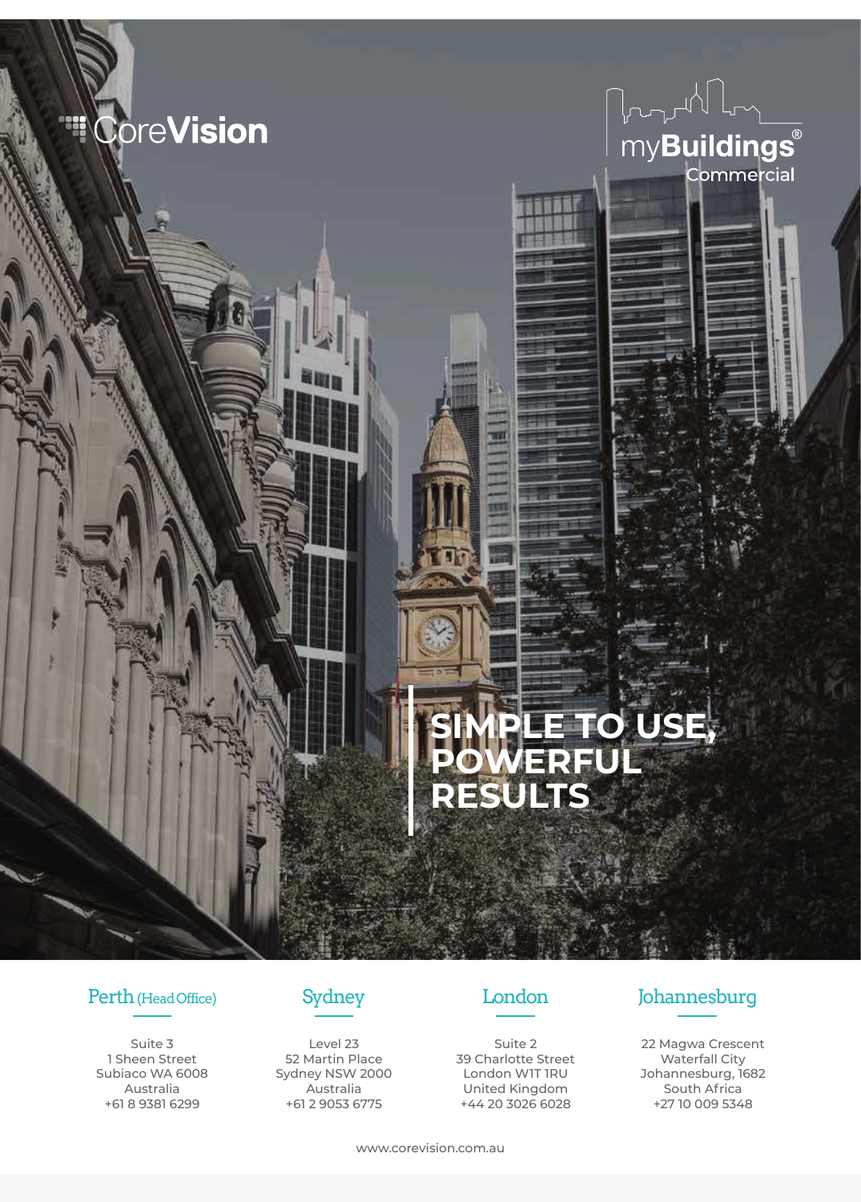CoreVision

myBuildings®
Commercial

# SIMPLE TO USE, POWERFUL RESULTS

### Perth (Head Office)

Suite 3
1 Sheen Street
Subiaco WA 6008
Australia
+61 8 9381 6299

### Sydney

Level 23
52 Martin Place
Sydney NSW 2000
Australia
+61 2 9053 6775

### London

Suite 2
39 Charlotte Street
London W1T 1RU
United Kingdom
+44 20 3026 6028

### Johannesburg

22 Magwa Crescent
Waterfall City
Johannesburg, 1682
South Africa
+27 10 009 5348

www.corevision.com.au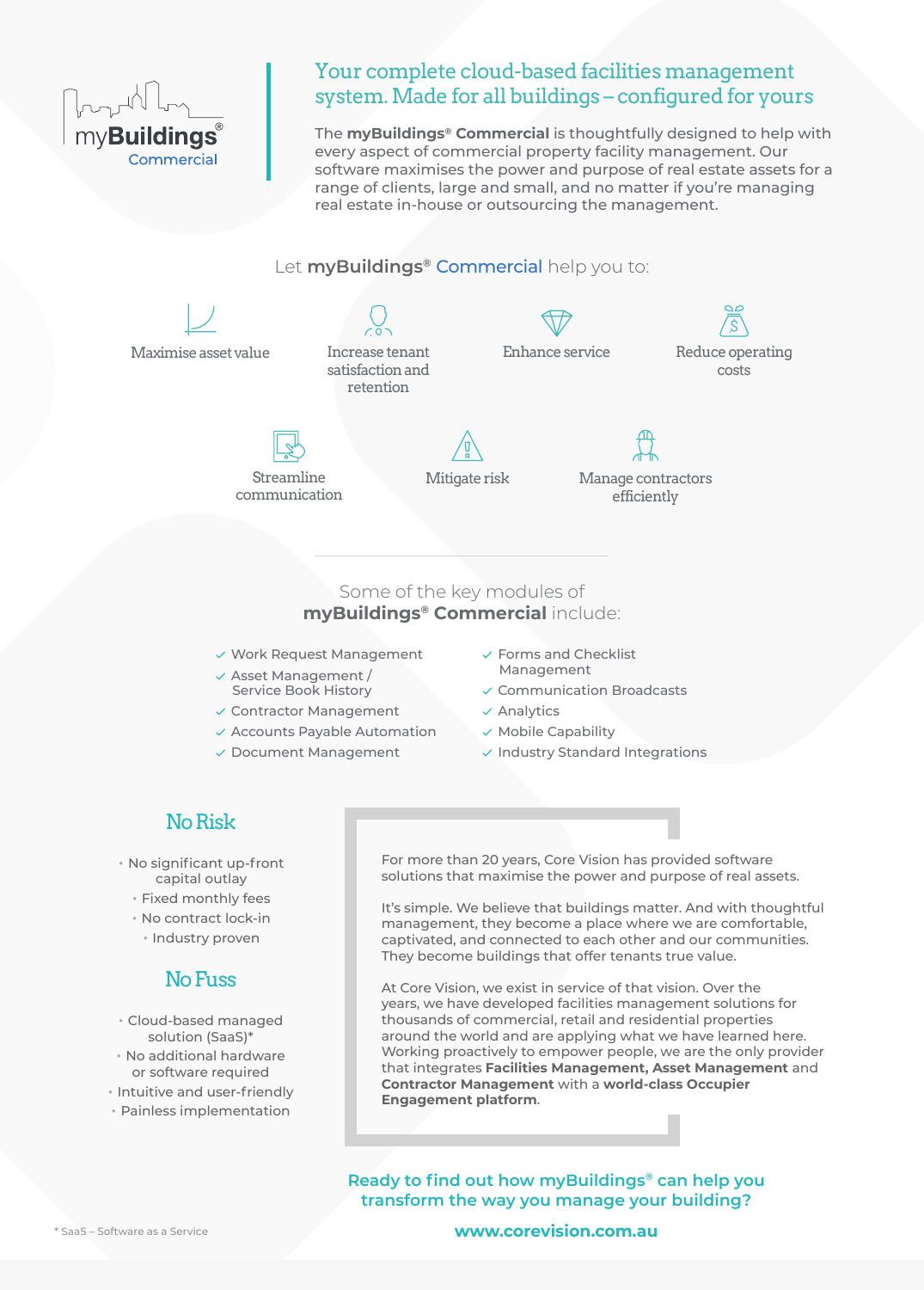myBuildings® Commercial

# Your complete cloud-based facilities management system. Made for all buildings – configured for yours

The **myBuildings® Commercial** is thoughtfully designed to help with every aspect of commercial property facility management. Our software maximises the power and purpose of real estate assets for a range of clients, large and small, and no matter if you're managing real estate in-house or outsourcing the management.

## Let **myBuildings® Commercial** help you to:

- Maximise asset value
- Increase tenant satisfaction and retention
- Enhance service
- Reduce operating costs
- Streamline communication
- Mitigate risk
- Manage contractors efficiently

## Some of the key modules of **myBuildings® Commercial** include:

- Work Request Management
- Asset Management / Service Book History
- Contractor Management
- Accounts Payable Automation
- Document Management
- Forms and Checklist Management
- Communication Broadcasts
- Analytics
- Mobile Capability
- Industry Standard Integrations

## No Risk

- No significant up-front capital outlay
- Fixed monthly fees
- No contract lock-in
- Industry proven

## No Fuss

- Cloud-based managed solution (SaaS)*
- No additional hardware or software required
- Intuitive and user-friendly
- Painless implementation

For more than 20 years, Core Vision has provided software solutions that maximise the power and purpose of real assets.

It's simple. We believe that buildings matter. And with thoughtful management, they become a place where we are comfortable, captivated, and connected to each other and our communities. They become buildings that offer tenants true value.

At Core Vision, we exist in service of that vision. Over the years, we have developed facilities management solutions for thousands of commercial, retail and residential properties around the world and are applying what we have learned here. Working proactively to empower people, we are the only provider that integrates **Facilities Management, Asset Management** and **Contractor Management** with a **world-class Occupier Engagement platform**.

**Ready to find out how myBuildings® can help you transform the way you manage your building?**

**www.corevision.com.au**

* SaaS – Software as a Service